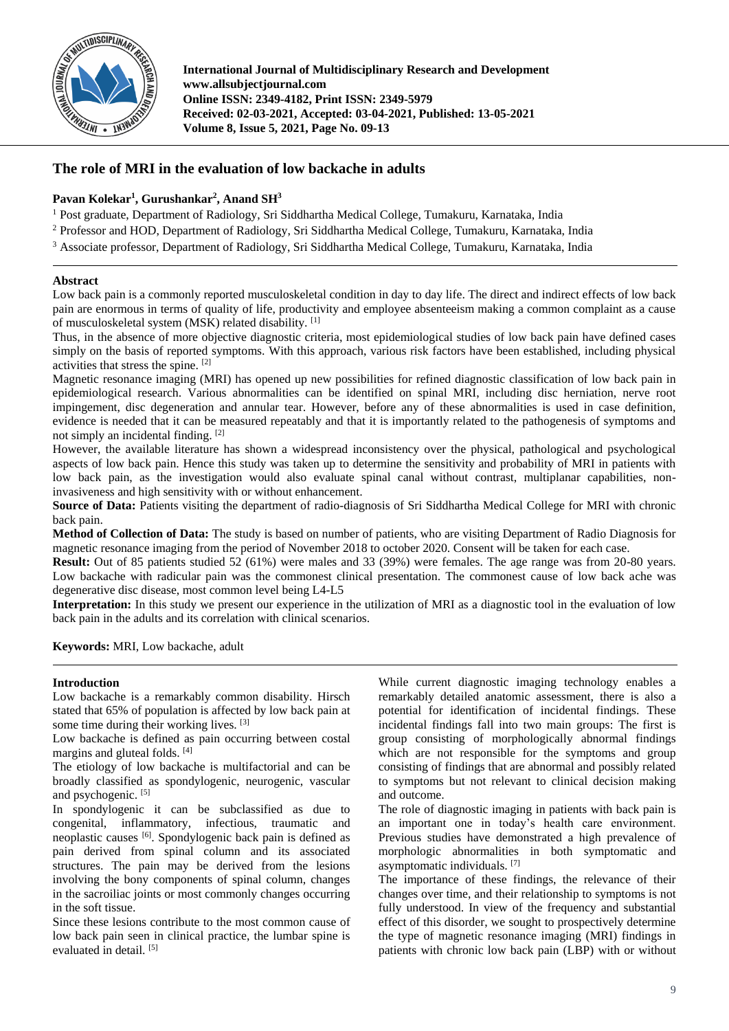# The role of MRI in the evaluation of low backache in adults

**Pavan Kolekar[1], Gurushankar[2], Anand SH[3]**

[1] Post graduate, Department of Radiology, Sri Siddhartha Medical College, Tumakuru, Karnataka, India
[2] Professor and HOD, Department of Radiology, Sri Siddhartha Medical College, Tumakuru, Karnataka, India
[3] Associate professor, Department of Radiology, Sri Siddhartha Medical College, Tumakuru, Karnataka, India

## Abstract

Low back pain is a commonly reported musculoskeletal condition in day to day life. The direct and indirect effects of low back pain are enormous in terms of quality of life, productivity and employee absenteeism making a common complaint as a cause of musculoskeletal system (MSK) related disability. [1]

Thus, in the absence of more objective diagnostic criteria, most epidemiological studies of low back pain have defined cases simply on the basis of reported symptoms. With this approach, various risk factors have been established, including physical activities that stress the spine. [2]

Magnetic resonance imaging (MRI) has opened up new possibilities for refined diagnostic classification of low back pain in epidemiological research. Various abnormalities can be identified on spinal MRI, including disc herniation, nerve root impingement, disc degeneration and annular tear. However, before any of these abnormalities is used in case definition, evidence is needed that it can be measured repeatably and that it is importantly related to the pathogenesis of symptoms and not simply an incidental finding. [2]

However, the available literature has shown a widespread inconsistency over the physical, pathological and psychological aspects of low back pain. Hence this study was taken up to determine the sensitivity and probability of MRI in patients with low back pain, as the investigation would also evaluate spinal canal without contrast, multiplanar capabilities, non-invasiveness and high sensitivity with or without enhancement.

**Source of Data:** Patients visiting the department of radio-diagnosis of Sri Siddhartha Medical College for MRI with chronic back pain.

**Method of Collection of Data:** The study is based on number of patients, who are visiting Department of Radio Diagnosis for magnetic resonance imaging from the period of November 2018 to october 2020. Consent will be taken for each case.

**Result:** Out of 85 patients studied 52 (61%) were males and 33 (39%) were females. The age range was from 20-80 years. Low backache with radicular pain was the commonest clinical presentation. The commonest cause of low back ache was degenerative disc disease, most common level being L4-L5

**Interpretation:** In this study we present our experience in the utilization of MRI as a diagnostic tool in the evaluation of low back pain in the adults and its correlation with clinical scenarios.

**Keywords:** MRI, Low backache, adult

## Introduction

Low backache is a remarkably common disability. Hirsch stated that 65% of population is affected by low back pain at some time during their working lives. [3]

Low backache is defined as pain occurring between costal margins and gluteal folds. [4]

The etiology of low backache is multifactorial and can be broadly classified as spondylogenic, neurogenic, vascular and psychogenic. [5]

In spondylogenic it can be subclassified as due to congenital, inflammatory, infectious, traumatic and neoplastic causes [6]. Spondylogenic back pain is defined as pain derived from spinal column and its associated structures. The pain may be derived from the lesions involving the bony components of spinal column, changes in the sacroiliac joints or most commonly changes occurring in the soft tissue.

Since these lesions contribute to the most common cause of low back pain seen in clinical practice, the lumbar spine is evaluated in detail. [5]

While current diagnostic imaging technology enables a remarkably detailed anatomic assessment, there is also a potential for identification of incidental findings. These incidental findings fall into two main groups: The first is group consisting of morphologically abnormal findings which are not responsible for the symptoms and group consisting of findings that are abnormal and possibly related to symptoms but not relevant to clinical decision making and outcome.

The role of diagnostic imaging in patients with back pain is an important one in today's health care environment. Previous studies have demonstrated a high prevalence of morphologic abnormalities in both symptomatic and asymptomatic individuals. [7]

The importance of these findings, the relevance of their changes over time, and their relationship to symptoms is not fully understood. In view of the frequency and substantial effect of this disorder, we sought to prospectively determine the type of magnetic resonance imaging (MRI) findings in patients with chronic low back pain (LBP) with or without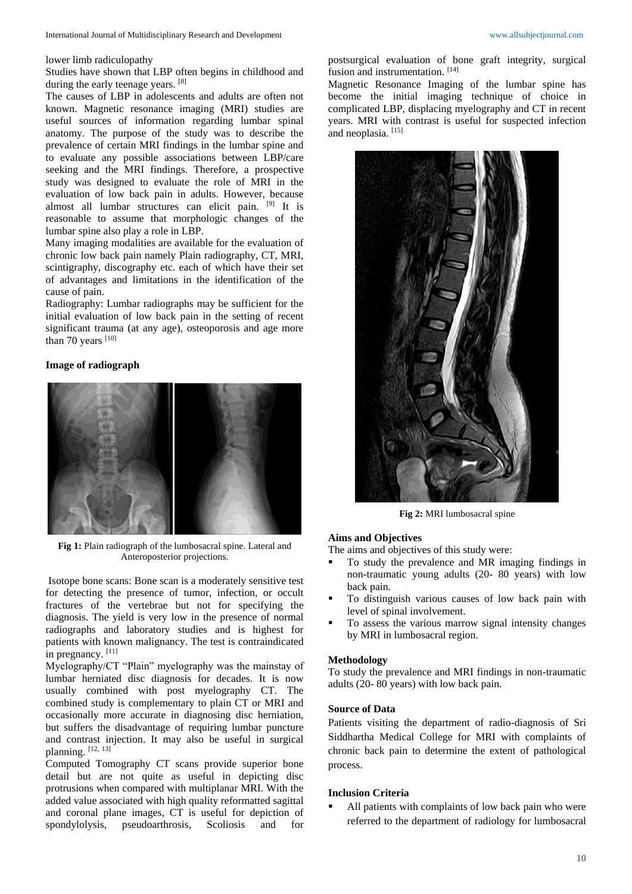lower limb radiculopathy

Studies have shown that LBP often begins in childhood and during the early teenage years. [8]

The causes of LBP in adolescents and adults are often not known. Magnetic resonance imaging (MRI) studies are useful sources of information regarding lumbar spinal anatomy. The purpose of the study was to describe the prevalence of certain MRI findings in the lumbar spine and to evaluate any possible associations between LBP/care seeking and the MRI findings. Therefore, a prospective study was designed to evaluate the role of MRI in the evaluation of low back pain in adults. However, because almost all lumbar structures can elicit pain. [9] It is reasonable to assume that morphologic changes of the lumbar spine also play a role in LBP.

Many imaging modalities are available for the evaluation of chronic low back pain namely Plain radiography, CT, MRI, scintigraphy, discography etc. each of which have their set of advantages and limitations in the identification of the cause of pain.

Radiography: Lumbar radiographs may be sufficient for the initial evaluation of low back pain in the setting of recent significant trauma (at any age), osteoporosis and age more than 70 years [10]

**Image of radiograph**

**Fig 1:** Plain radiograph of the lumbosacral spine. Lateral and Anteroposterior projections.

Isotope bone scans: Bone scan is a moderately sensitive test for detecting the presence of tumor, infection, or occult fractures of the vertebrae but not for specifying the diagnosis. The yield is very low in the presence of normal radiographs and laboratory studies and is highest for patients with known malignancy. The test is contraindicated in pregnancy. [11]

Myelography/CT "Plain" myelography was the mainstay of lumbar herniated disc diagnosis for decades. It is now usually combined with post myelography CT. The combined study is complementary to plain CT or MRI and occasionally more accurate in diagnosing disc herniation, but suffers the disadvantage of requiring lumbar puncture and contrast injection. It may also be useful in surgical planning. [12, 13]

Computed Tomography CT scans provide superior bone detail but are not quite as useful in depicting disc protrusions when compared with multiplanar MRI. With the added value associated with high quality reformatted sagittal and coronal plane images, CT is useful for depiction of spondylolysis, pseudoarthrosis, Scoliosis and for postsurgical evaluation of bone graft integrity, surgical fusion and instrumentation. [14]

Magnetic Resonance Imaging of the lumbar spine has become the initial imaging technique of choice in complicated LBP, displacing myelography and CT in recent years. MRI with contrast is useful for suspected infection and neoplasia. [15]

**Fig 2:** MRI lumbosacral spine

### Aims and Objectives

The aims and objectives of this study were:

- To study the prevalence and MR imaging findings in non-traumatic young adults (20- 80 years) with low back pain.
- To distinguish various causes of low back pain with level of spinal involvement.
- To assess the various marrow signal intensity changes by MRI in lumbosacral region.

### Methodology

To study the prevalence and MRI findings in non-traumatic adults (20- 80 years) with low back pain.

### Source of Data

Patients visiting the department of radio-diagnosis of Sri Siddhartha Medical College for MRI with complaints of chronic back pain to determine the extent of pathological process.

### Inclusion Criteria

- All patients with complaints of low back pain who were referred to the department of radiology for lumbosacral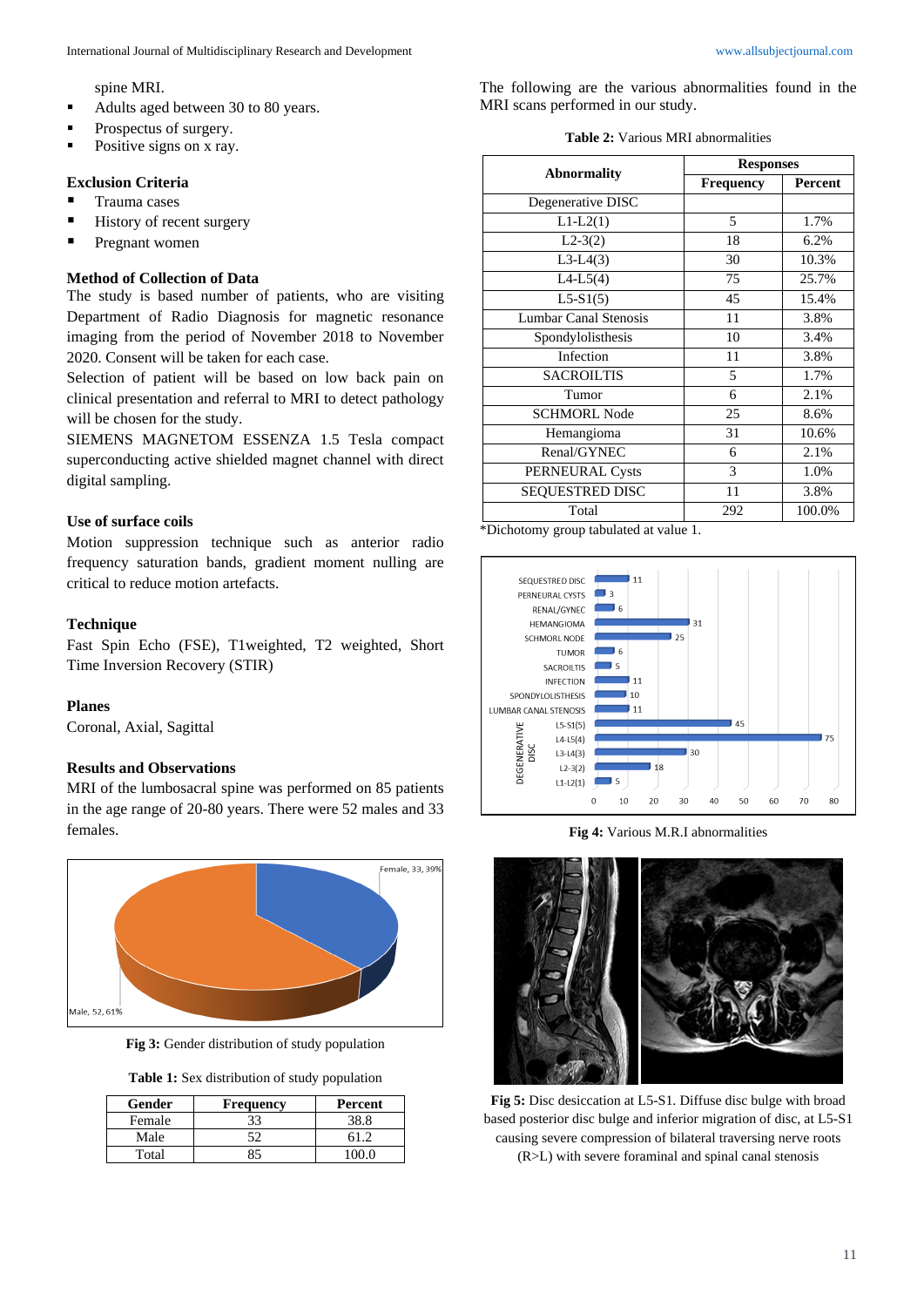spine MRI.

- Adults aged between 30 to 80 years.
- Prospectus of surgery.
- Positive signs on x ray.

### Exclusion Criteria

- Trauma cases
- History of recent surgery
- Pregnant women

### Method of Collection of Data

The study is based number of patients, who are visiting Department of Radio Diagnosis for magnetic resonance imaging from the period of November 2018 to November 2020. Consent will be taken for each case.

Selection of patient will be based on low back pain on clinical presentation and referral to MRI to detect pathology will be chosen for the study.

SIEMENS MAGNETOM ESSENZA 1.5 Tesla compact superconducting active shielded magnet channel with direct digital sampling.

### Use of surface coils

Motion suppression technique such as anterior radio frequency saturation bands, gradient moment nulling are critical to reduce motion artefacts.

### Technique

Fast Spin Echo (FSE), T1weighted, T2 weighted, Short Time Inversion Recovery (STIR)

### Planes

Coronal, Axial, Sagittal

### Results and Observations

MRI of the lumbosacral spine was performed on 85 patients in the age range of 20-80 years. There were 52 males and 33 females.

Female, 33, 39%
Male, 52, 61%

**Fig 3:** Gender distribution of study population

**Table 1:** Sex distribution of study population

| Gender | Frequency | Percent |
|---|---|---|
| Female | 33 | 38.8 |
| Male | 52 | 61.2 |
| Total | 85 | 100.0 |

The following are the various abnormalities found in the MRI scans performed in our study.

**Table 2:** Various MRI abnormalities

| Abnormality | Responses | |
|---|---|---|
| | Frequency | Percent |
| Degenerative DISC | | |
| L1-L2(1) | 5 | 1.7% |
| L2-3(2) | 18 | 6.2% |
| L3-L4(3) | 30 | 10.3% |
| L4-L5(4) | 75 | 25.7% |
| L5-S1(5) | 45 | 15.4% |
| Lumbar Canal Stenosis | 11 | 3.8% |
| Spondylolisthesis | 10 | 3.4% |
| Infection | 11 | 3.8% |
| SACROILTIS | 5 | 1.7% |
| Tumor | 6 | 2.1% |
| SCHMORL Node | 25 | 8.6% |
| Hemangioma | 31 | 10.6% |
| Renal/GYNEC | 6 | 2.1% |
| PERNEURAL Cysts | 3 | 1.0% |
| SEQUESTRED DISC | 11 | 3.8% |
| Total | 292 | 100.0% |

*Dichotomy group tabulated at value 1.

SEQUESTRED DISC 11
PERNEURAL CYSTS 3
RENAL/GYNEC 6
HEMANGIOMA 31
SCHMORL NODE 25
TUMOR 6
SACROILTIS 5
INFECTION 11
SPONDYLOLISTHESIS 10
LUMBAR CANAL STENOSIS 11
DEGENERATIVE DISC
L5-S1(5) 45
L4-L5(4) 75
L3-L4(3) 30
L2-3(2) 18
L1-L2(1) 5
0 10 20 30 40 50 60 70 80

**Fig 4:** Various M.R.I abnormalities

**Fig 5:** Disc desiccation at L5-S1. Diffuse disc bulge with broad based posterior disc bulge and inferior migration of disc, at L5-S1 causing severe compression of bilateral traversing nerve roots (R>L) with severe foraminal and spinal canal stenosis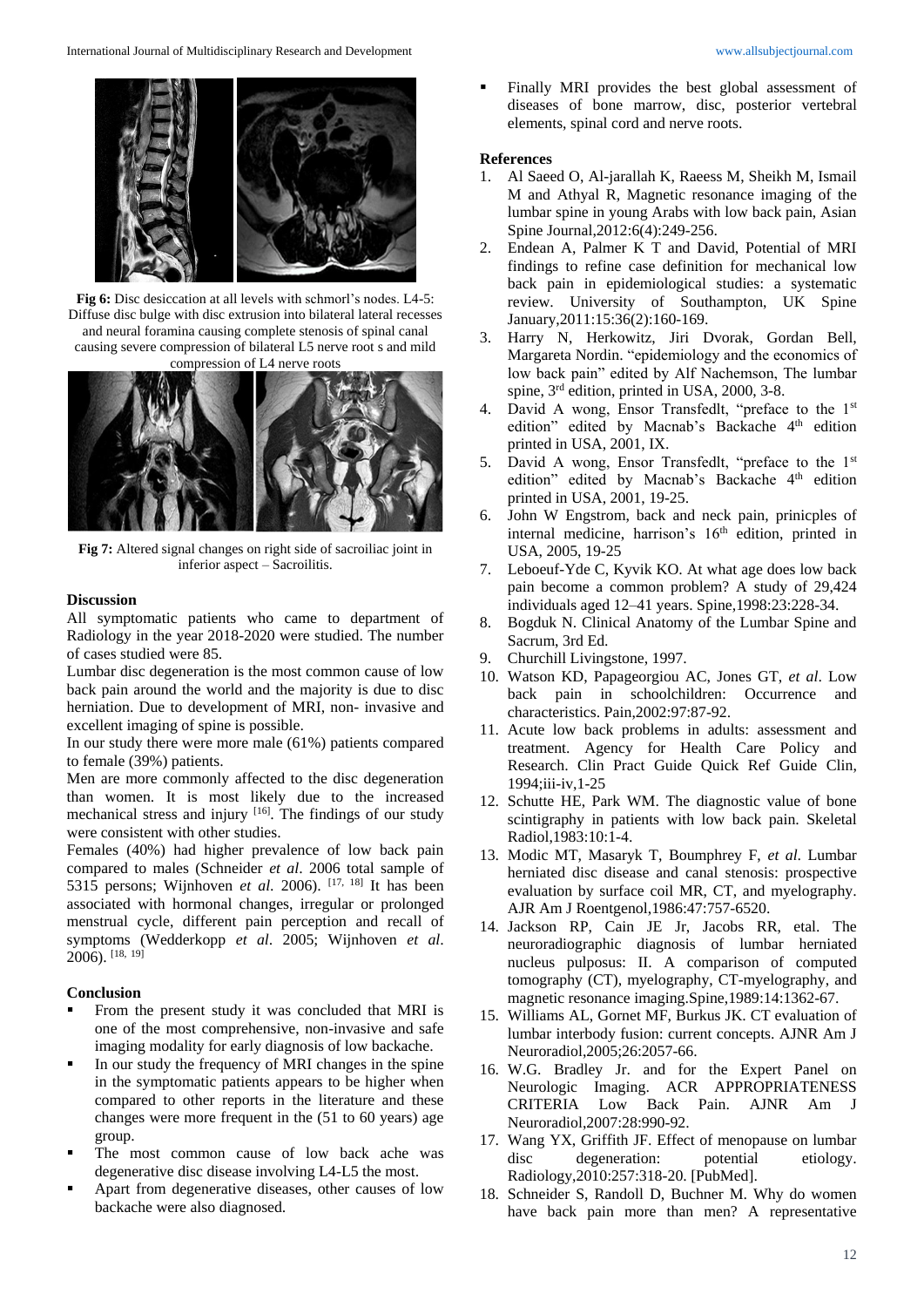**Fig 6:** Disc desiccation at all levels with schmorl's nodes. L4-5: Diffuse disc bulge with disc extrusion into bilateral lateral recesses and neural foramina causing complete stenosis of spinal canal causing severe compression of bilateral L5 nerve root s and mild compression of L4 nerve roots

**Fig 7:** Altered signal changes on right side of sacroiliac joint in inferior aspect – Sacroilitis.

### Discussion

All symptomatic patients who came to department of Radiology in the year 2018-2020 were studied. The number of cases studied were 85.

Lumbar disc degeneration is the most common cause of low back pain around the world and the majority is due to disc herniation. Due to development of MRI, non- invasive and excellent imaging of spine is possible.

In our study there were more male (61%) patients compared to female (39%) patients.

Men are more commonly affected to the disc degeneration than women. It is most likely due to the increased mechanical stress and injury [16]. The findings of our study were consistent with other studies.

Females (40%) had higher prevalence of low back pain compared to males (Schneider *et al*. 2006 total sample of 5315 persons; Wijnhoven *et al.* 2006). [17, 18] It has been associated with hormonal changes, irregular or prolonged menstrual cycle, different pain perception and recall of symptoms (Wedderkopp *et al*. 2005; Wijnhoven *et al*. 2006). [18, 19]

### Conclusion

- From the present study it was concluded that MRI is one of the most comprehensive, non-invasive and safe imaging modality for early diagnosis of low backache.
- In our study the frequency of MRI changes in the spine in the symptomatic patients appears to be higher when compared to other reports in the literature and these changes were more frequent in the (51 to 60 years) age group.
- The most common cause of low back ache was degenerative disc disease involving L4-L5 the most.
- Apart from degenerative diseases, other causes of low backache were also diagnosed.
- Finally MRI provides the best global assessment of diseases of bone marrow, disc, posterior vertebral elements, spinal cord and nerve roots.

### References

1. Al Saeed O, Al-jarallah K, Raeess M, Sheikh M, Ismail M and Athyal R, Magnetic resonance imaging of the lumbar spine in young Arabs with low back pain, Asian Spine Journal,2012:6(4):249-256.
2. Endean A, Palmer K T and David, Potential of MRI findings to refine case definition for mechanical low back pain in epidemiological studies: a systematic review. University of Southampton, UK Spine January,2011:15:36(2):160-169.
3. Harry N, Herkowitz, Jiri Dvorak, Gordan Bell, Margareta Nordin. "epidemiology and the economics of low back pain" edited by Alf Nachemson, The lumbar spine, 3rd edition, printed in USA, 2000, 3-8.
4. David A wong, Ensor Transfedlt, "preface to the 1st edition" edited by Macnab's Backache 4th edition printed in USA, 2001, IX.
5. David A wong, Ensor Transfedlt, "preface to the 1st edition" edited by Macnab's Backache 4th edition printed in USA, 2001, 19-25.
6. John W Engstrom, back and neck pain, prinicples of internal medicine, harrison's 16th edition, printed in USA, 2005, 19-25
7. Leboeuf-Yde C, Kyvik KO. At what age does low back pain become a common problem? A study of 29,424 individuals aged 12–41 years. Spine,1998:23:228-34.
8. Bogduk N. Clinical Anatomy of the Lumbar Spine and Sacrum, 3rd Ed.
9. Churchill Livingstone, 1997.
10. Watson KD, Papageorgiou AC, Jones GT, *et al*. Low back pain in schoolchildren: Occurrence and characteristics. Pain,2002:97:87-92.
11. Acute low back problems in adults: assessment and treatment. Agency for Health Care Policy and Research. Clin Pract Guide Quick Ref Guide Clin, 1994;iii-iv,1-25
12. Schutte HE, Park WM. The diagnostic value of bone scintigraphy in patients with low back pain. Skeletal Radiol,1983:10:1-4.
13. Modic MT, Masaryk T, Boumphrey F, *et al*. Lumbar herniated disc disease and canal stenosis: prospective evaluation by surface coil MR, CT, and myelography. AJR Am J Roentgenol,1986:47:757-6520.
14. Jackson RP, Cain JE Jr, Jacobs RR, etal. The neuroradiographic diagnosis of lumbar herniated nucleus pulposus: II. A comparison of computed tomography (CT), myelography, CT-myelography, and magnetic resonance imaging.Spine,1989:14:1362-67.
15. Williams AL, Gornet MF, Burkus JK. CT evaluation of lumbar interbody fusion: current concepts. AJNR Am J Neuroradiol,2005;26:2057-66.
16. W.G. Bradley Jr. and for the Expert Panel on Neurologic Imaging. ACR APPROPRIATENESS CRITERIA Low Back Pain. AJNR Am J Neuroradiol,2007:28:990-92.
17. Wang YX, Griffith JF. Effect of menopause on lumbar disc degeneration: potential etiology. Radiology,2010:257:318-20. [PubMed].
18. Schneider S, Randoll D, Buchner M. Why do women have back pain more than men? A representative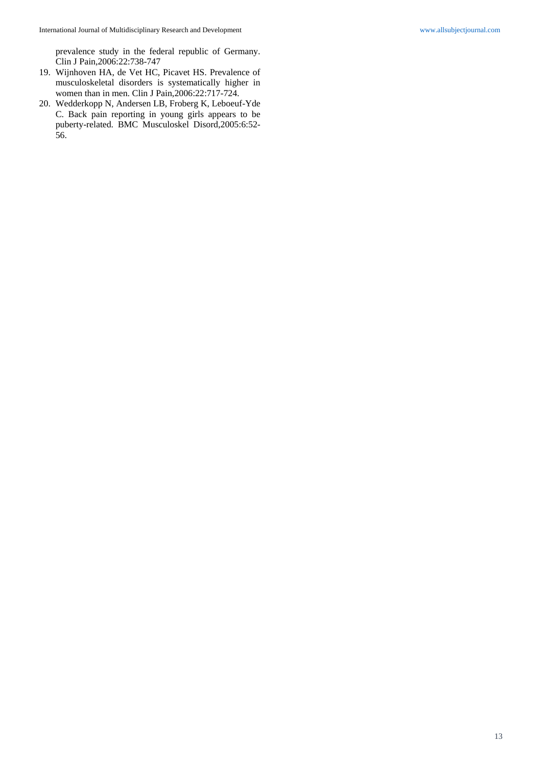prevalence study in the federal republic of Germany. Clin J Pain,2006:22:738-747

19. Wijnhoven HA, de Vet HC, Picavet HS. Prevalence of musculoskeletal disorders is systematically higher in women than in men. Clin J Pain,2006:22:717-724.
20. Wedderkopp N, Andersen LB, Froberg K, Leboeuf-Yde C. Back pain reporting in young girls appears to be puberty-related. BMC Musculoskel Disord,2005:6:52-56.